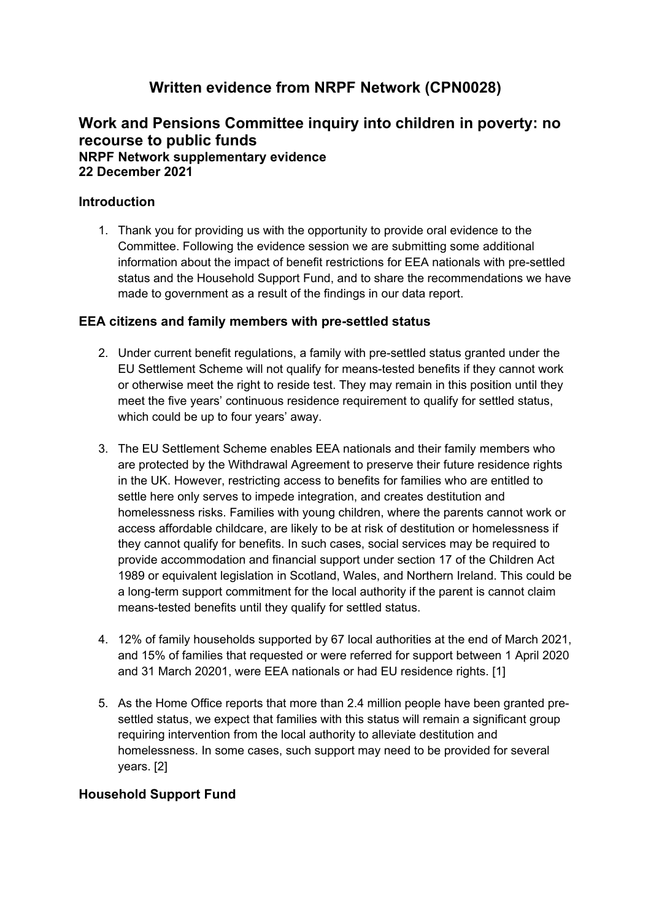# Written evidence from NRPF Network (CPN0028)

## Work and Pensions Committee inquiry into children in poverty: no recourse to public funds

### NRPF Network supplementary evidence

### 22 December 2021

### Introduction

1. Thank you for providing us with the opportunity to provide oral evidence to the Committee. Following the evidence session we are submitting some additional information about the impact of benefit restrictions for EEA nationals with pre-settled status and the Household Support Fund, and to share the recommendations we have made to government as a result of the findings in our data report.

### EEA citizens and family members with pre-settled status

2. Under current benefit regulations, a family with pre-settled status granted under the EU Settlement Scheme will not qualify for means-tested benefits if they cannot work or otherwise meet the right to reside test. They may remain in this position until they meet the five years' continuous residence requirement to qualify for settled status, which could be up to four years' away.

3. The EU Settlement Scheme enables EEA nationals and their family members who are protected by the Withdrawal Agreement to preserve their future residence rights in the UK. However, restricting access to benefits for families who are entitled to settle here only serves to impede integration, and creates destitution and homelessness risks. Families with young children, where the parents cannot work or access affordable childcare, are likely to be at risk of destitution or homelessness if they cannot qualify for benefits. In such cases, social services may be required to provide accommodation and financial support under section 17 of the Children Act 1989 or equivalent legislation in Scotland, Wales, and Northern Ireland. This could be a long-term support commitment for the local authority if the parent is cannot claim means-tested benefits until they qualify for settled status.

4. 12% of family households supported by 67 local authorities at the end of March 2021, and 15% of families that requested or were referred for support between 1 April 2020 and 31 March 20201, were EEA nationals or had EU residence rights. [1]

5. As the Home Office reports that more than 2.4 million people have been granted pre-settled status, we expect that families with this status will remain a significant group requiring intervention from the local authority to alleviate destitution and homelessness. In some cases, such support may need to be provided for several years. [2]

### Household Support Fund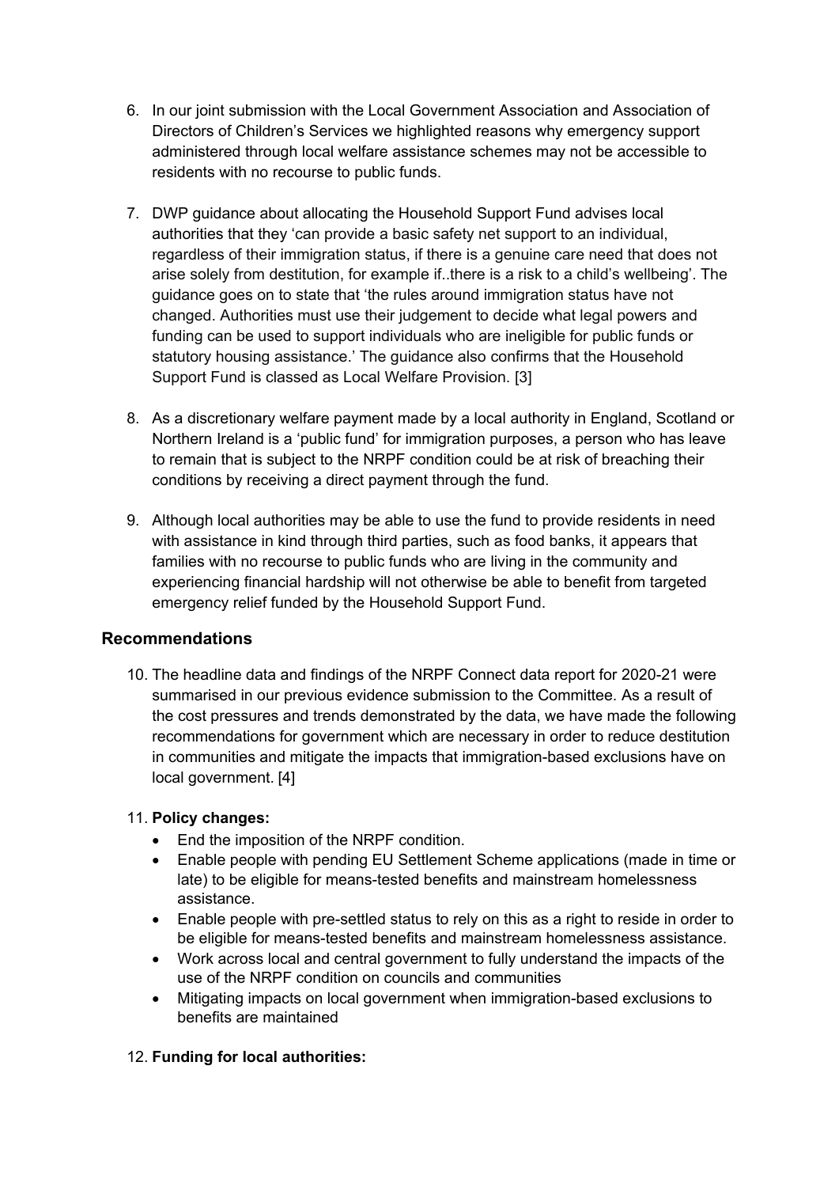6. In our joint submission with the Local Government Association and Association of Directors of Children's Services we highlighted reasons why emergency support administered through local welfare assistance schemes may not be accessible to residents with no recourse to public funds.

7. DWP guidance about allocating the Household Support Fund advises local authorities that they 'can provide a basic safety net support to an individual, regardless of their immigration status, if there is a genuine care need that does not arise solely from destitution, for example if..there is a risk to a child's wellbeing'. The guidance goes on to state that 'the rules around immigration status have not changed. Authorities must use their judgement to decide what legal powers and funding can be used to support individuals who are ineligible for public funds or statutory housing assistance.' The guidance also confirms that the Household Support Fund is classed as Local Welfare Provision. [3]

8. As a discretionary welfare payment made by a local authority in England, Scotland or Northern Ireland is a 'public fund' for immigration purposes, a person who has leave to remain that is subject to the NRPF condition could be at risk of breaching their conditions by receiving a direct payment through the fund.

9. Although local authorities may be able to use the fund to provide residents in need with assistance in kind through third parties, such as food banks, it appears that families with no recourse to public funds who are living in the community and experiencing financial hardship will not otherwise be able to benefit from targeted emergency relief funded by the Household Support Fund.

## Recommendations

10. The headline data and findings of the NRPF Connect data report for 2020-21 were summarised in our previous evidence submission to the Committee. As a result of the cost pressures and trends demonstrated by the data, we have made the following recommendations for government which are necessary in order to reduce destitution in communities and mitigate the impacts that immigration-based exclusions have on local government. [4]

11. **Policy changes:**
    - End the imposition of the NRPF condition.
    - Enable people with pending EU Settlement Scheme applications (made in time or late) to be eligible for means-tested benefits and mainstream homelessness assistance.
    - Enable people with pre-settled status to rely on this as a right to reside in order to be eligible for means-tested benefits and mainstream homelessness assistance.
    - Work across local and central government to fully understand the impacts of the use of the NRPF condition on councils and communities
    - Mitigating impacts on local government when immigration-based exclusions to benefits are maintained

12. **Funding for local authorities:**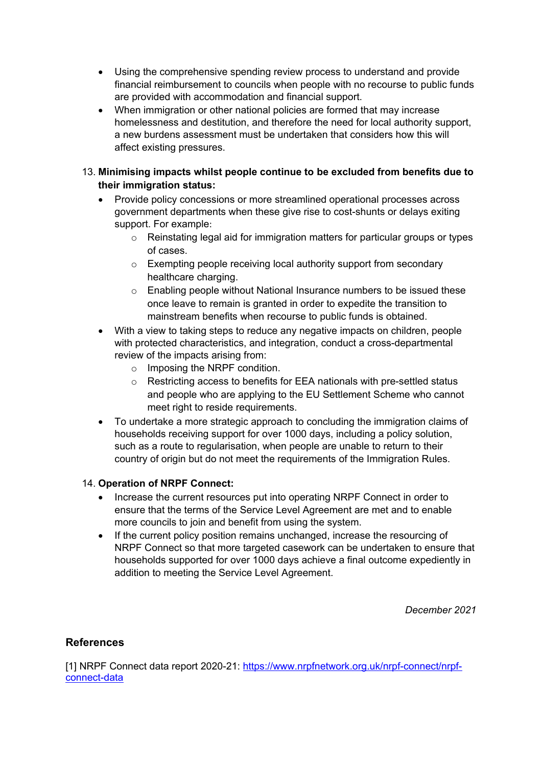- Using the comprehensive spending review process to understand and provide financial reimbursement to councils when people with no recourse to public funds are provided with accommodation and financial support.
- When immigration or other national policies are formed that may increase homelessness and destitution, and therefore the need for local authority support, a new burdens assessment must be undertaken that considers how this will affect existing pressures.

13. **Minimising impacts whilst people continue to be excluded from benefits due to their immigration status:**
    - Provide policy concessions or more streamlined operational processes across government departments when these give rise to cost-shunts or delays exiting support. For example:
        - Reinstating legal aid for immigration matters for particular groups or types of cases.
        - Exempting people receiving local authority support from secondary healthcare charging.
        - Enabling people without National Insurance numbers to be issued these once leave to remain is granted in order to expedite the transition to mainstream benefits when recourse to public funds is obtained.
    - With a view to taking steps to reduce any negative impacts on children, people with protected characteristics, and integration, conduct a cross-departmental review of the impacts arising from:
        - Imposing the NRPF condition.
        - Restricting access to benefits for EEA nationals with pre-settled status and people who are applying to the EU Settlement Scheme who cannot meet right to reside requirements.
    - To undertake a more strategic approach to concluding the immigration claims of households receiving support for over 1000 days, including a policy solution, such as a route to regularisation, when people are unable to return to their country of origin but do not meet the requirements of the Immigration Rules.

14. **Operation of NRPF Connect:**
    - Increase the current resources put into operating NRPF Connect in order to ensure that the terms of the Service Level Agreement are met and to enable more councils to join and benefit from using the system.
    - If the current policy position remains unchanged, increase the resourcing of NRPF Connect so that more targeted casework can be undertaken to ensure that households supported for over 1000 days achieve a final outcome expediently in addition to meeting the Service Level Agreement.

*December 2021*

## References

[1] NRPF Connect data report 2020-21: https://www.nrpfnetwork.org.uk/nrpf-connect/nrpf-connect-data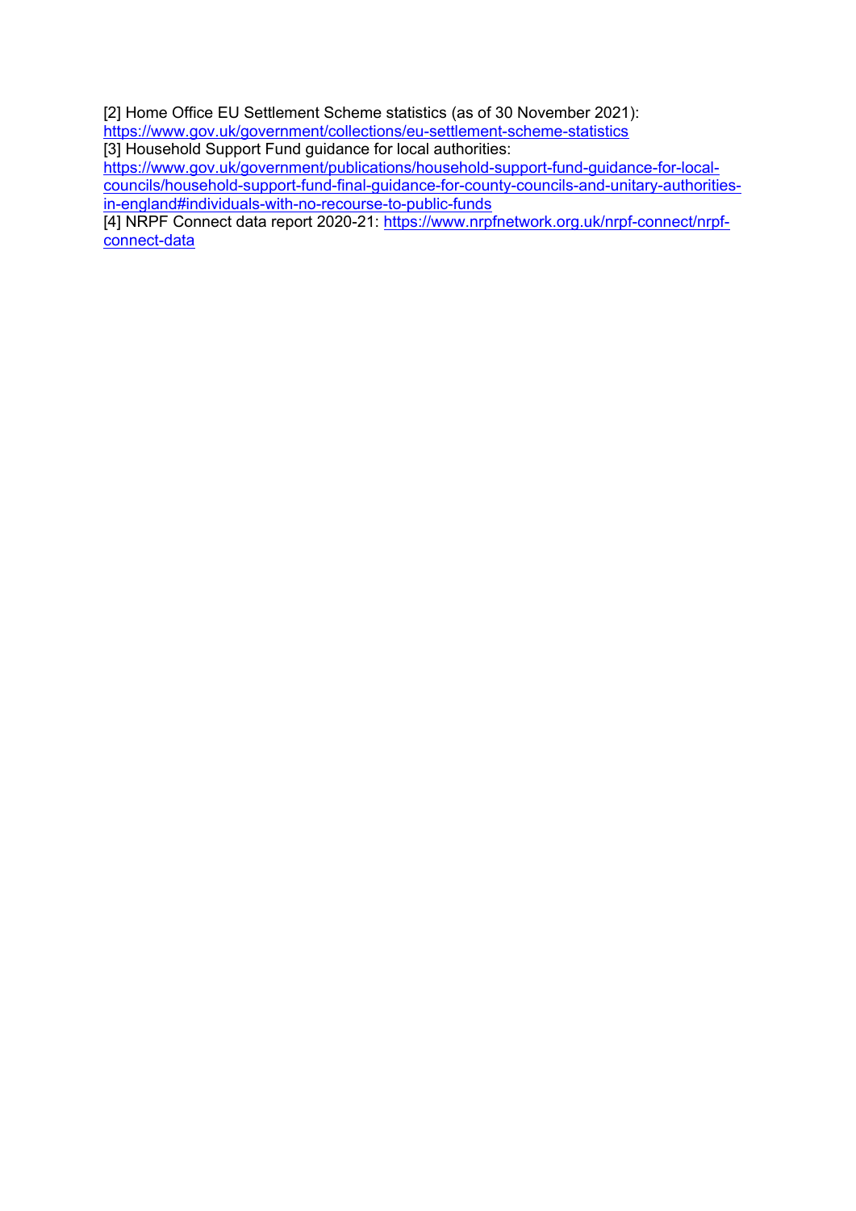[2] Home Office EU Settlement Scheme statistics (as of 30 November 2021): https://www.gov.uk/government/collections/eu-settlement-scheme-statistics

[3] Household Support Fund guidance for local authorities: https://www.gov.uk/government/publications/household-support-fund-guidance-for-local-councils/household-support-fund-final-guidance-for-county-councils-and-unitary-authorities-in-england#individuals-with-no-recourse-to-public-funds

[4] NRPF Connect data report 2020-21: https://www.nrpfnetwork.org.uk/nrpf-connect/nrpf-connect-data